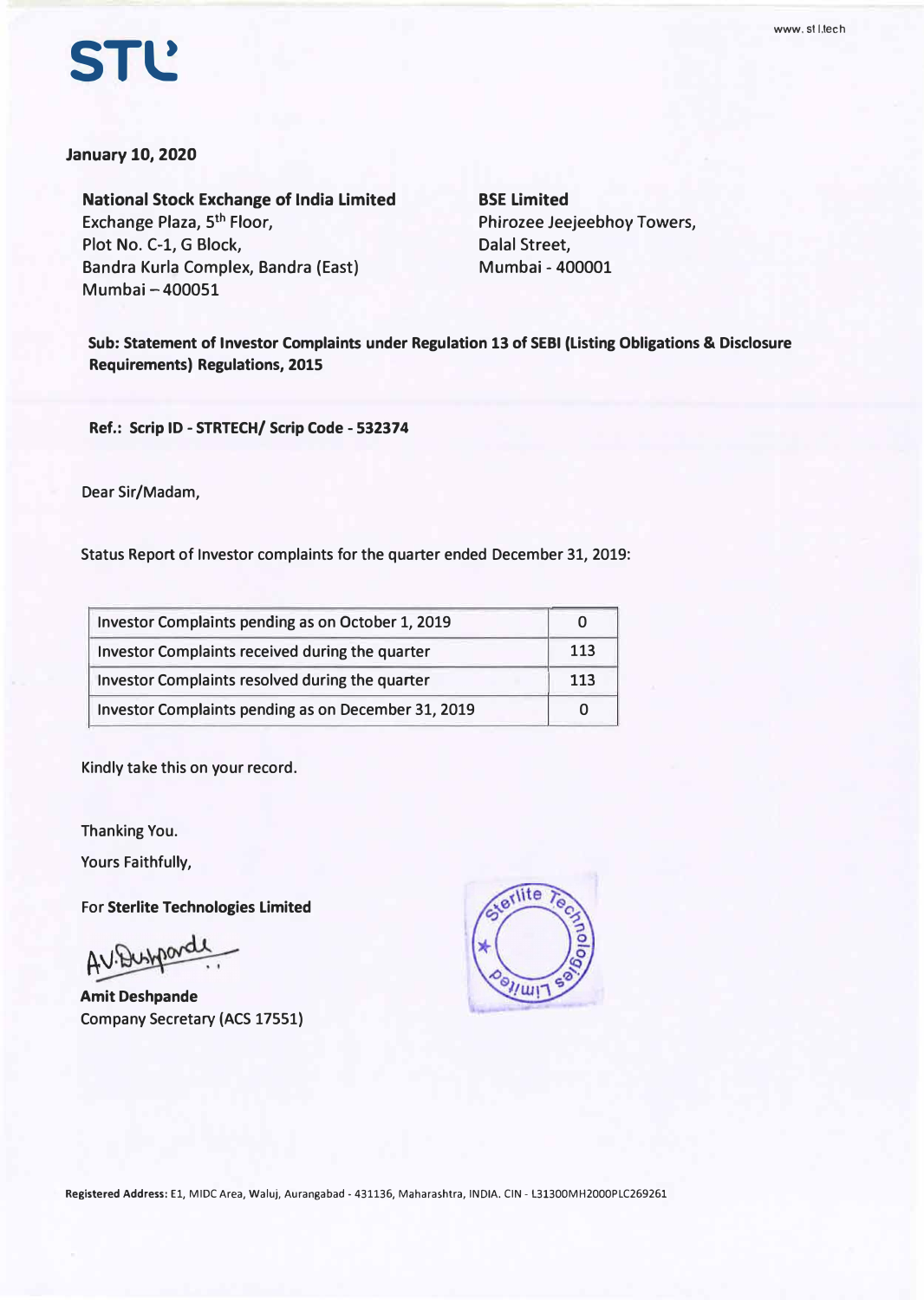**STL**

www.stl.tech

**January 10, 2020**

**National Stock Exchange of India Limited**
Exchange Plaza, 5th Floor,
Plot No. C-1, G Block,
Bandra Kurla Complex, Bandra (East)
Mumbai – 400051

**BSE Limited**
Phirozee Jeejeebhoy Towers,
Dalal Street,
Mumbai - 400001

**Sub: Statement of Investor Complaints under Regulation 13 of SEBI (Listing Obligations & Disclosure Requirements) Regulations, 2015**

**Ref.: Scrip ID - STRTECH/ Scrip Code - 532374**

Dear Sir/Madam,

Status Report of Investor complaints for the quarter ended December 31, 2019:

| | |
|---|---|
| Investor Complaints pending as on October 1, 2019 | 0 |
| Investor Complaints received during the quarter | 113 |
| Investor Complaints resolved during the quarter | 113 |
| Investor Complaints pending as on December 31, 2019 | 0 |

Kindly take this on your record.

Thanking You.

Yours Faithfully,

For **Sterlite Technologies Limited**

**Amit Deshpande**
Company Secretary (ACS 17551)

**Registered Address:** E1, MIDC Area, Waluj, Aurangabad - 431136, Maharashtra, INDIA. CIN - L31300MH2000PLC269261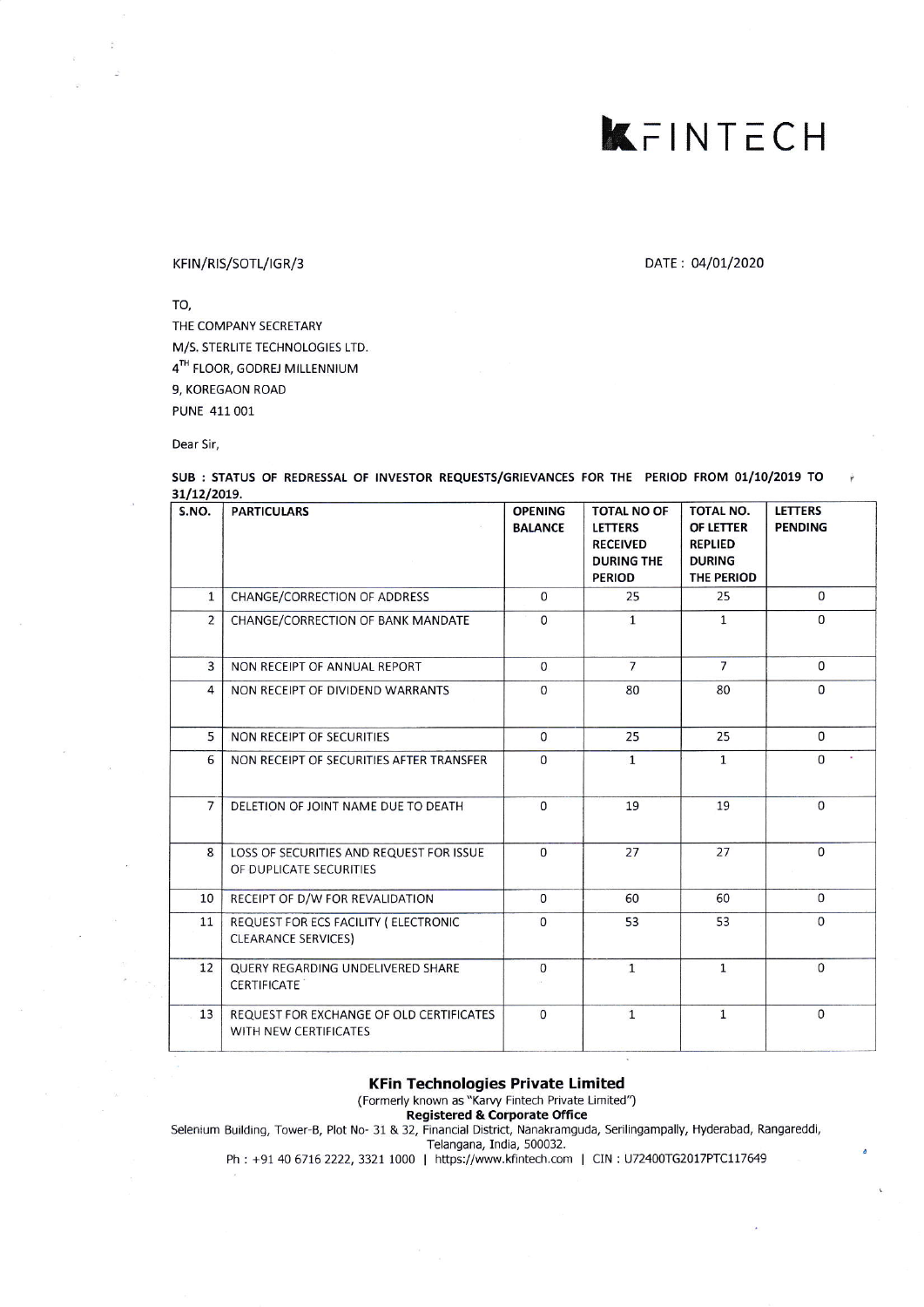# KFINTECH

KFIN/RIS/SOTL/IGR/3

DATE : 04/01/2020

TO,
THE COMPANY SECRETARY
M/S. STERLITE TECHNOLOGIES LTD.
4TH FLOOR, GODREJ MILLENNIUM
9, KOREGAON ROAD
PUNE 411 001

Dear Sir,

**SUB : STATUS OF REDRESSAL OF INVESTOR REQUESTS/GRIEVANCES FOR THE PERIOD FROM 01/10/2019 TO 31/12/2019.**

| S.NO. | PARTICULARS | OPENING BALANCE | TOTAL NO OF LETTERS RECEIVED DURING THE PERIOD | TOTAL NO. OF LETTER REPLIED DURING THE PERIOD | LETTERS PENDING |
|---|---|---|---|---|---|
| 1 | CHANGE/CORRECTION OF ADDRESS | 0 | 25 | 25 | 0 |
| 2 | CHANGE/CORRECTION OF BANK MANDATE | 0 | 1 | 1 | 0 |
| 3 | NON RECEIPT OF ANNUAL REPORT | 0 | 7 | 7 | 0 |
| 4 | NON RECEIPT OF DIVIDEND WARRANTS | 0 | 80 | 80 | 0 |
| 5 | NON RECEIPT OF SECURITIES | 0 | 25 | 25 | 0 |
| 6 | NON RECEIPT OF SECURITIES AFTER TRANSFER | 0 | 1 | 1 | 0 |
| 7 | DELETION OF JOINT NAME DUE TO DEATH | 0 | 19 | 19 | 0 |
| 8 | LOSS OF SECURITIES AND REQUEST FOR ISSUE OF DUPLICATE SECURITIES | 0 | 27 | 27 | 0 |
| 10 | RECEIPT OF D/W FOR REVALIDATION | 0 | 60 | 60 | 0 |
| 11 | REQUEST FOR ECS FACILITY ( ELECTRONIC CLEARANCE SERVICES) | 0 | 53 | 53 | 0 |
| 12 | QUERY REGARDING UNDELIVERED SHARE CERTIFICATE | 0 | 1 | 1 | 0 |
| 13 | REQUEST FOR EXCHANGE OF OLD CERTIFICATES WITH NEW CERTIFICATES | 0 | 1 | 1 | 0 |

**KFin Technologies Private Limited**
(Formerly known as "Karvy Fintech Private Limited")
**Registered & Corporate Office**
Selenium Building, Tower-B, Plot No- 31 & 32, Financial District, Nanakramguda, Serilingampally, Hyderabad, Rangareddi, Telangana, India, 500032.
Ph : +91 40 6716 2222, 3321 1000 | https://www.kfintech.com | CIN : U72400TG2017PTC117649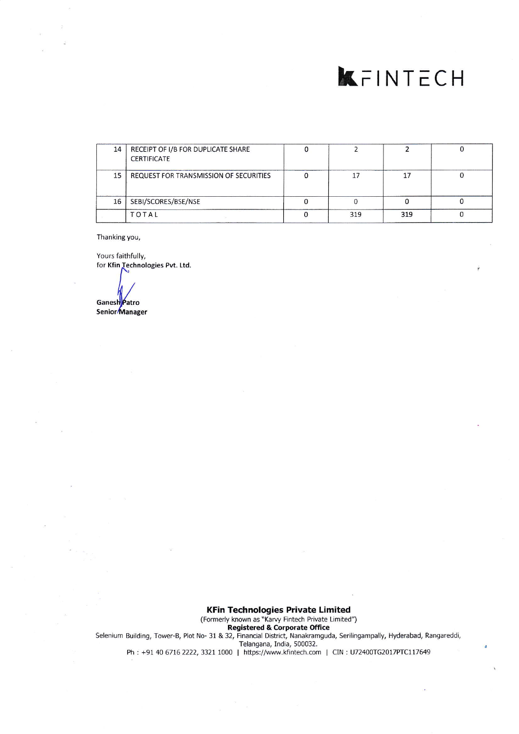| 14 | RECEIPT OF I/B FOR DUPLICATE SHARE CERTIFICATE | 0 | 2 | 2 | 0 |
|---|---|---|---|---|---|
| 15 | REQUEST FOR TRANSMISSION OF SECURITIES | 0 | 17 | 17 | 0 |
| 16 | SEBI/SCORES/BSE/NSE | 0 | 0 | 0 | 0 |
| | TOTAL | 0 | 319 | 319 | 0 |

Thanking you,

Yours faithfully,
for **Kfin Technologies Pvt. Ltd.**

**Ganesh Patro**
**Senior Manager**

**KFin Technologies Private Limited**
(Formerly known as "Karvy Fintech Private Limited")
**Registered & Corporate Office**
Selenium Building, Tower-B, Plot No- 31 & 32, Financial District, Nanakramguda, Serilingampally, Hyderabad, Rangareddi, Telangana, India, 500032.
Ph : +91 40 6716 2222, 3321 1000 | https://www.kfintech.com | CIN : U72400TG2017PTC117649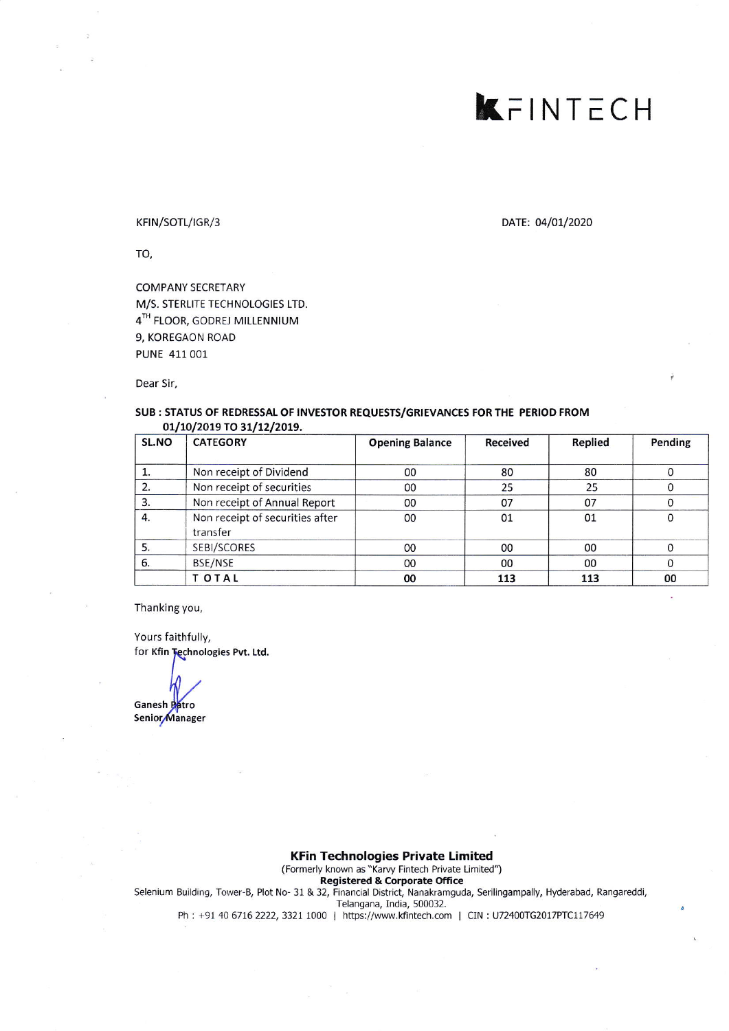# KFINTECH

KFIN/SOTL/IGR/3

DATE: 04/01/2020

TO,

COMPANY SECRETARY
M/S. STERLITE TECHNOLOGIES LTD.
4TH FLOOR, GODREJ MILLENNIUM
9, KOREGAON ROAD
PUNE 411 001

Dear Sir,

**SUB : STATUS OF REDRESSAL OF INVESTOR REQUESTS/GRIEVANCES FOR THE PERIOD FROM 01/10/2019 TO 31/12/2019.**

| SL.NO | CATEGORY | Opening Balance | Received | Replied | Pending |
|---|---|---|---|---|---|
| 1. | Non receipt of Dividend | 00 | 80 | 80 | 0 |
| 2. | Non receipt of securities | 00 | 25 | 25 | 0 |
| 3. | Non receipt of Annual Report | 00 | 07 | 07 | 0 |
| 4. | Non receipt of securities after transfer | 00 | 01 | 01 | 0 |
| 5. | SEBI/SCORES | 00 | 00 | 00 | 0 |
| 6. | BSE/NSE | 00 | 00 | 00 | 0 |
| | **TOTAL** | **00** | **113** | **113** | **00** |

Thanking you,

Yours faithfully,
for **Kfin Technologies Pvt. Ltd.**

**Ganesh Patro**
**Senior Manager**

**KFin Technologies Private Limited**
(Formerly known as "Karvy Fintech Private Limited")
**Registered & Corporate Office**
Selenium Building, Tower-B, Plot No- 31 & 32, Financial District, Nanakramguda, Serilingampally, Hyderabad, Rangareddi, Telangana, India, 500032.
Ph : +91 40 6716 2222, 3321 1000 | https://www.kfintech.com | CIN : U72400TG2017PTC117649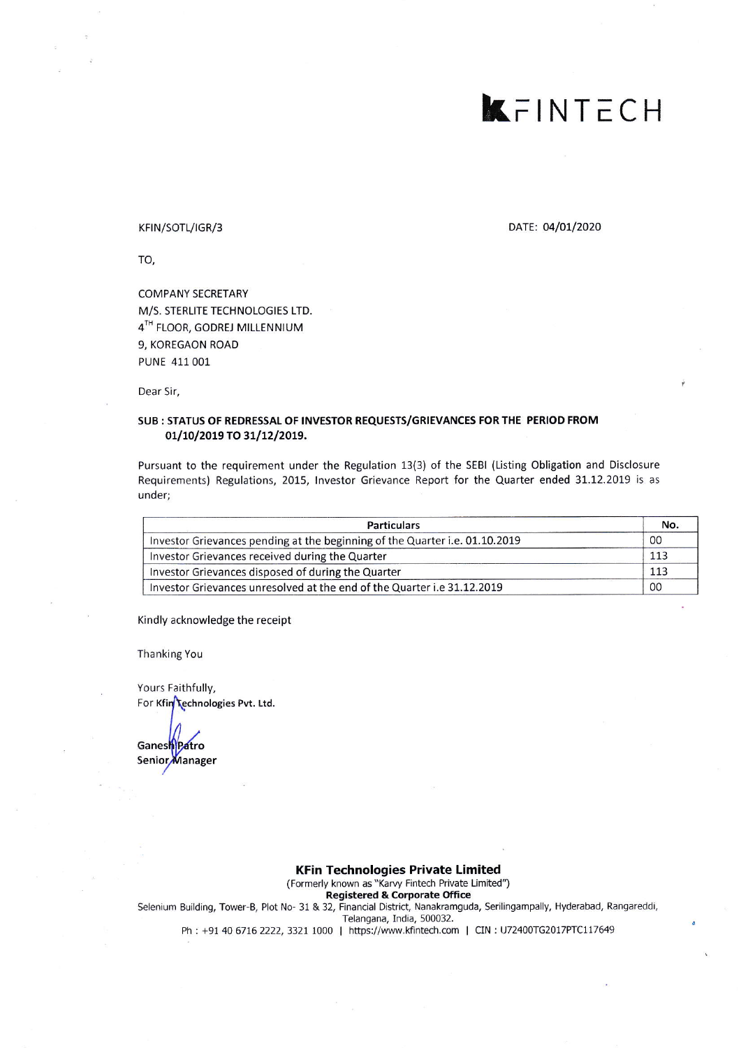KFINTECH

KFIN/SOTL/IGR/3

DATE: 04/01/2020

TO,

COMPANY SECRETARY
M/S. STERLITE TECHNOLOGIES LTD.
4TH FLOOR, GODREJ MILLENNIUM
9, KOREGAON ROAD
PUNE 411 001

Dear Sir,

**SUB : STATUS OF REDRESSAL OF INVESTOR REQUESTS/GRIEVANCES FOR THE PERIOD FROM 01/10/2019 TO 31/12/2019.**

Pursuant to the requirement under the Regulation 13(3) of the SEBI (Listing Obligation and Disclosure Requirements) Regulations, 2015, Investor Grievance Report for the Quarter ended 31.12.2019 is as under;

| Particulars | No. |
|---|---|
| Investor Grievances pending at the beginning of the Quarter i.e. 01.10.2019 | 00 |
| Investor Grievances received during the Quarter | 113 |
| Investor Grievances disposed of during the Quarter | 113 |
| Investor Grievances unresolved at the end of the Quarter i.e 31.12.2019 | 00 |

Kindly acknowledge the receipt

Thanking You

Yours Faithfully,
For **Kfin Technologies Pvt. Ltd.**

**Ganesh Patro**
**Senior Manager**

**KFin Technologies Private Limited**
(Formerly known as "Karvy Fintech Private Limited")
**Registered & Corporate Office**
Selenium Building, Tower-B, Plot No- 31 & 32, Financial District, Nanakramguda, Serilingampally, Hyderabad, Rangareddi, Telangana, India, 500032.
Ph : +91 40 6716 2222, 3321 1000 | https://www.kfintech.com | CIN : U72400TG2017PTC117649